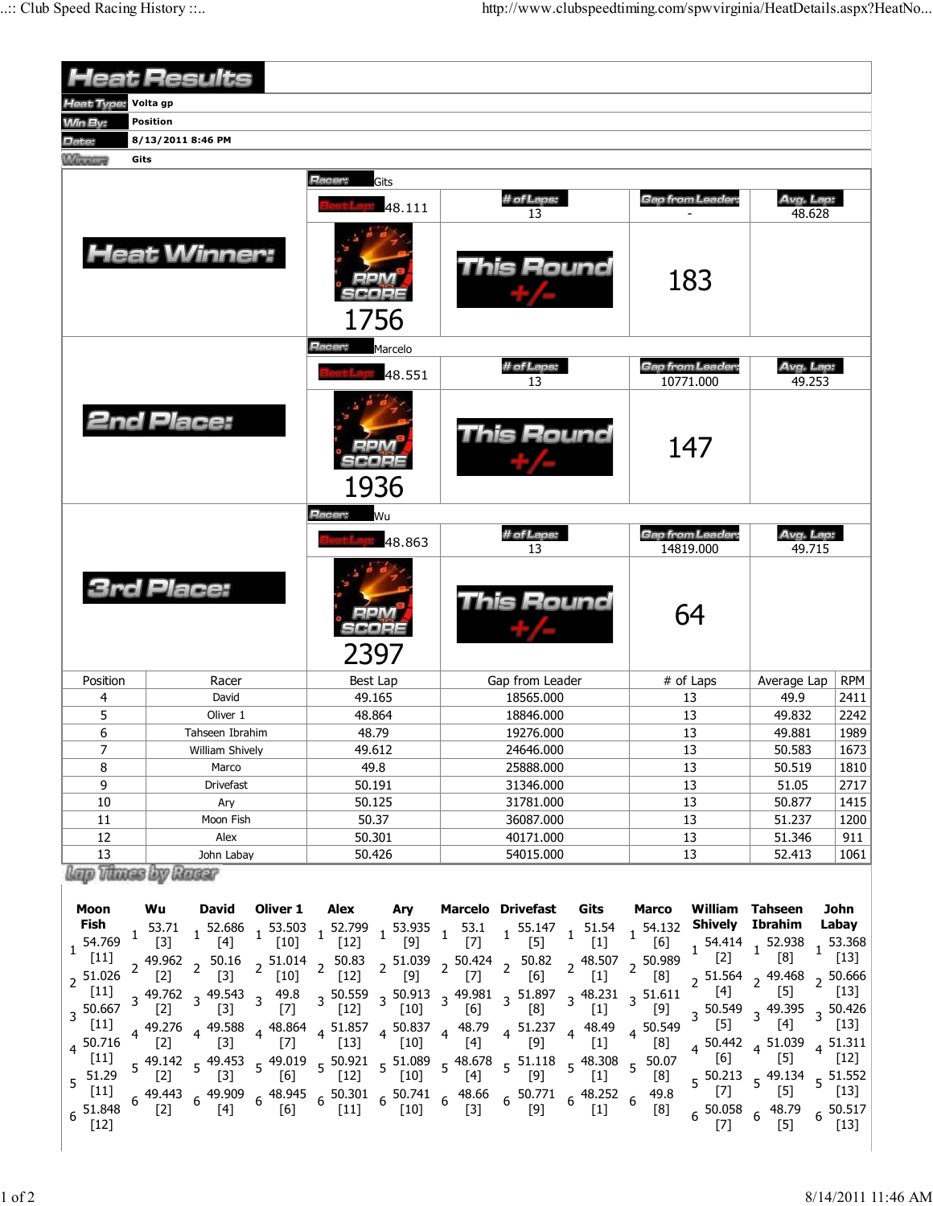# Heat Results

**Heat Type:** Volta gp

**Win By:** Position

**Date:** 8/13/2011 8:46 PM

**Winner:** Gits

## Heat Winner:

| Racer: Gits | # of Laps: | Gap from Leader: | Avg. Lap: |
|---|---|---|---|
| Best Lap: 48.111 | 13 | - | 48.628 |
| RPM SCORE 1756 | This Round +/- | 183 | |

## 2nd Place:

| Racer: Marcelo | # of Laps: | Gap from Leader: | Avg. Lap: |
|---|---|---|---|
| Best Lap: 48.551 | 13 | 10771.000 | 49.253 |
| RPM SCORE 1936 | This Round +/- | 147 | |

## 3rd Place:

| Racer: Wu | # of Laps: | Gap from Leader: | Avg. Lap: |
|---|---|---|---|
| Best Lap: 48.863 | 13 | 14819.000 | 49.715 |
| RPM SCORE 2397 | This Round +/- | 64 | |

| Position | Racer | Best Lap | Gap from Leader | # of Laps | Average Lap | RPM |
|---|---|---|---|---|---|---|
| 4 | David | 49.165 | 18565.000 | 13 | 49.9 | 2411 |
| 5 | Oliver 1 | 48.864 | 18846.000 | 13 | 49.832 | 2242 |
| 6 | Tahseen Ibrahim | 48.79 | 19276.000 | 13 | 49.881 | 1989 |
| 7 | William Shively | 49.612 | 24646.000 | 13 | 50.583 | 1673 |
| 8 | Marco | 49.8 | 25888.000 | 13 | 50.519 | 1810 |
| 9 | Drivefast | 50.191 | 31346.000 | 13 | 51.05 | 2717 |
| 10 | Ary | 50.125 | 31781.000 | 13 | 50.877 | 1415 |
| 11 | Moon Fish | 50.37 | 36087.000 | 13 | 51.237 | 1200 |
| 12 | Alex | 50.301 | 40171.000 | 13 | 51.346 | 911 |
| 13 | John Labay | 50.426 | 54015.000 | 13 | 52.413 | 1061 |

## Lap Times by Racer

| Lap | Moon Fish | Wu | David | Oliver 1 | Alex | Ary | Marcelo | Drivefast | Gits | Marco | William Shively | Tahseen Ibrahim | John Labay |
|---|---|---|---|---|---|---|---|---|---|---|---|---|---|
| 1 | 54.769 [11] | 53.71 [3] | 52.686 [4] | 53.503 [10] | 52.799 [12] | 53.935 [9] | 53.1 [7] | 55.147 [5] | 51.54 [1] | 54.132 [6] | 54.414 [2] | 52.938 [8] | 53.368 [13] |
| 2 | 51.026 [11] | 49.962 [2] | 50.16 [3] | 51.014 [10] | 50.83 [12] | 51.039 [9] | 50.424 [7] | 50.82 [6] | 48.507 [1] | 50.989 [8] | 51.564 [4] | 49.468 [5] | 50.666 [13] |
| 3 | 50.667 [11] | 49.762 [2] | 49.543 [3] | 49.8 [7] | 50.559 [12] | 50.913 [10] | 49.981 [6] | 51.897 [8] | 48.231 [1] | 51.611 [9] | 50.549 [5] | 49.395 [4] | 50.426 [13] |
| 4 | 50.716 [11] | 49.276 [2] | 49.588 [3] | 48.864 [7] | 51.857 [13] | 50.837 [10] | 48.79 [4] | 51.237 [9] | 48.49 [1] | 50.549 [8] | 50.442 [6] | 51.039 [5] | 51.311 [12] |
| 5 | 51.29 [11] | 49.142 [2] | 49.453 [3] | 49.019 [6] | 50.921 [12] | 51.089 [10] | 48.678 [4] | 51.118 [9] | 48.308 [1] | 50.07 [8] | 50.213 [7] | 49.134 [5] | 51.552 [13] |
| 6 | 51.848 [12] | 49.443 [2] | 49.909 [4] | 48.945 [6] | 50.301 [11] | 50.741 [10] | 48.66 [3] | 50.771 [9] | 48.252 [1] | 49.8 [8] | 50.058 [7] | 48.79 [5] | 50.517 [13] |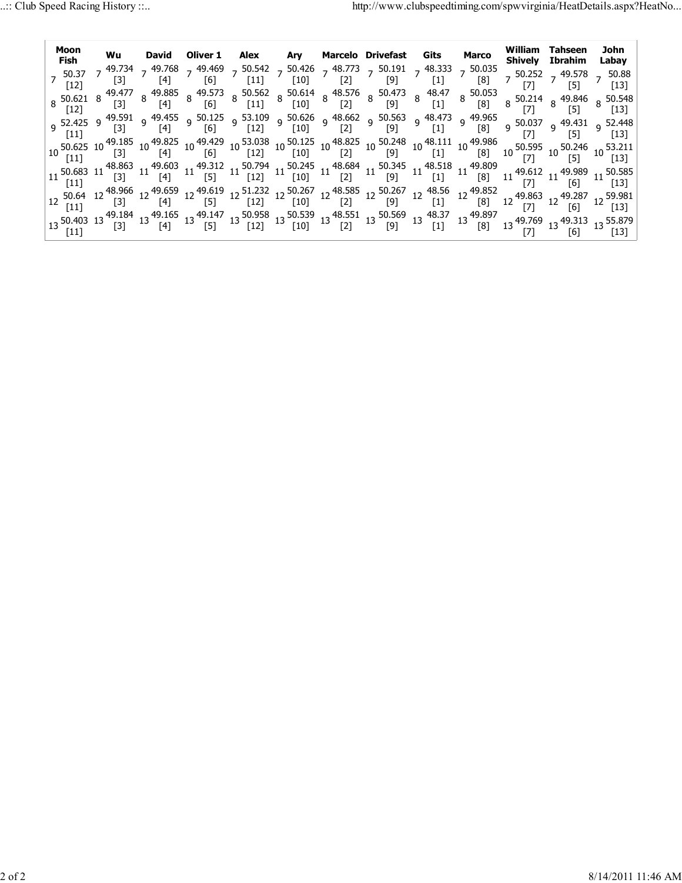| Moon Fish | Wu | David | Oliver 1 | Alex | Ary | Marcelo | Drivefast | Gits | Marco | William Shively | Tahseen Ibrahim | John Labay |
|---|---|---|---|---|---|---|---|---|---|---|---|---|
| 7 50.37 [12] | 7 49.734 [3] | 7 49.768 [4] | 7 49.469 [6] | 7 50.542 [11] | 7 50.426 [10] | 7 48.773 [2] | 7 50.191 [9] | 7 48.333 [1] | 7 50.035 [8] | 7 50.252 [7] | 7 49.578 [5] | 7 50.88 [13] |
| 8 50.621 [12] | 8 49.477 [3] | 8 49.885 [4] | 8 49.573 [6] | 8 50.562 [11] | 8 50.614 [10] | 8 48.576 [2] | 8 50.473 [9] | 8 48.47 [1] | 8 50.053 [8] | 8 50.214 [7] | 8 49.846 [5] | 8 50.548 [13] |
| 9 52.425 [11] | 9 49.591 [3] | 9 49.455 [4] | 9 50.125 [6] | 9 53.109 [12] | 9 50.626 [10] | 9 48.662 [2] | 9 50.563 [9] | 9 48.473 [1] | 9 49.965 [8] | 9 50.037 [7] | 9 49.431 [5] | 9 52.448 [13] |
| 10 50.625 [11] | 10 49.185 [3] | 10 49.825 [4] | 10 49.429 [6] | 10 53.038 [12] | 10 50.125 [10] | 10 48.825 [2] | 10 50.248 [9] | 10 48.111 [1] | 10 49.986 [8] | 10 50.595 [7] | 10 50.246 [5] | 10 53.211 [13] |
| 11 50.683 [11] | 11 48.863 [3] | 11 49.603 [4] | 11 49.312 [5] | 11 50.794 [12] | 11 50.245 [10] | 11 48.684 [2] | 11 50.345 [9] | 11 48.518 [1] | 11 49.809 [8] | 11 49.612 [7] | 11 49.989 [6] | 11 50.585 [13] |
| 12 50.64 [11] | 12 48.966 [3] | 12 49.659 [4] | 12 49.619 [5] | 12 51.232 [12] | 12 50.267 [10] | 12 48.585 [2] | 12 50.267 [9] | 12 48.56 [1] | 12 49.852 [8] | 12 49.863 [7] | 12 49.287 [6] | 12 59.981 [13] |
| 13 50.403 [11] | 13 49.184 [3] | 13 49.165 [4] | 13 49.147 [5] | 13 50.958 [12] | 13 50.539 [10] | 13 48.551 [2] | 13 50.569 [9] | 13 48.37 [1] | 13 49.897 [8] | 13 49.769 [7] | 13 49.313 [6] | 13 55.879 [13] |